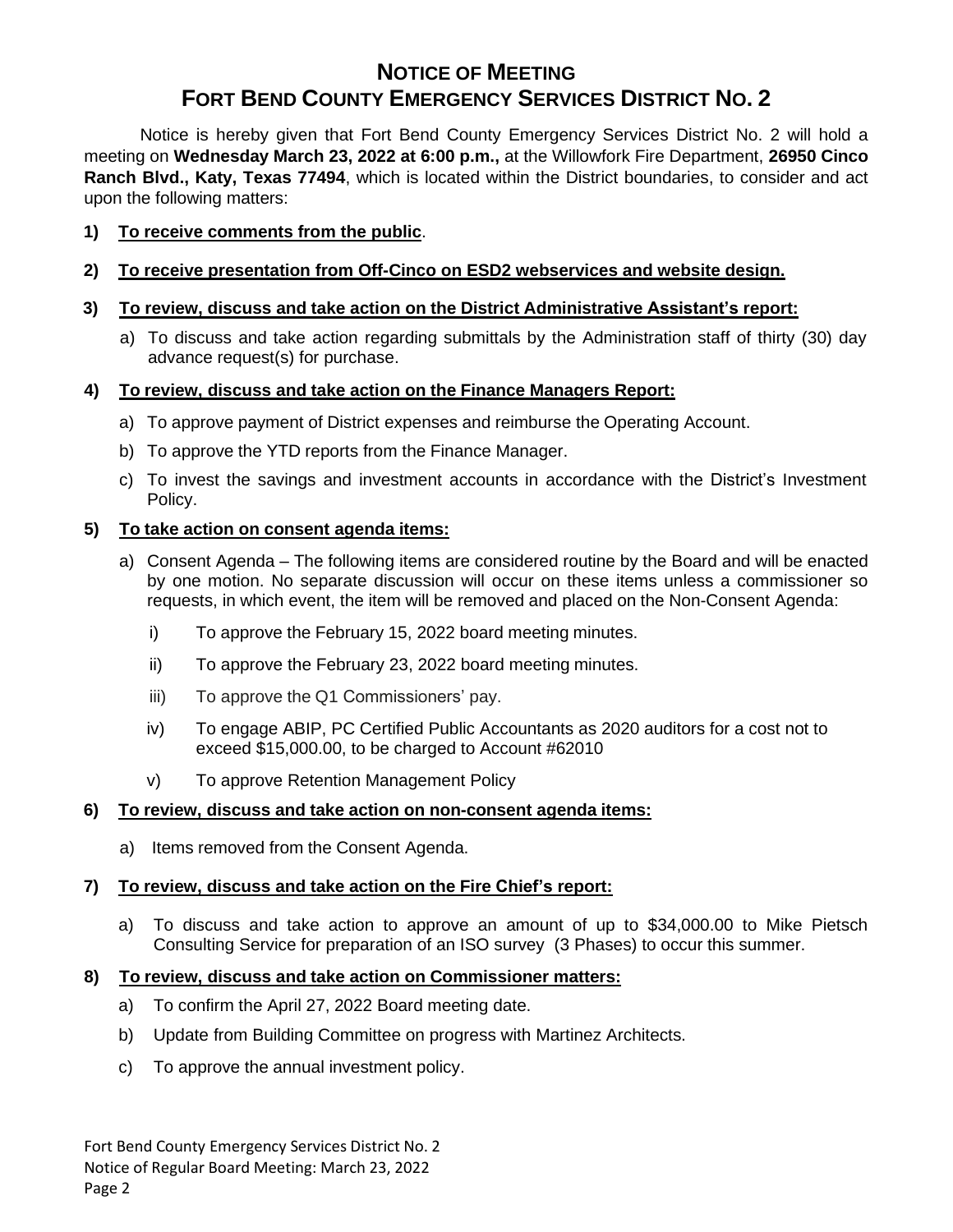# NOTICE OF MEETING
# FORT BEND COUNTY EMERGENCY SERVICES DISTRICT NO. 2

Notice is hereby given that Fort Bend County Emergency Services District No. 2 will hold a meeting on **Wednesday March 23, 2022 at 6:00 p.m.,** at the Willowfork Fire Department, **26950 Cinco Ranch Blvd., Katy, Texas 77494**, which is located within the District boundaries, to consider and act upon the following matters:

**1) <u>To receive comments from the public</u>**.

**2) <u>To receive presentation from Off-Cinco on ESD2 webservices and website design.</u>**

**3) <u>To review, discuss and take action on the District Administrative Assistant's report:</u>**

a) To discuss and take action regarding submittals by the Administration staff of thirty (30) day advance request(s) for purchase.

**4) <u>To review, discuss and take action on the Finance Managers Report:</u>**

a) To approve payment of District expenses and reimburse the Operating Account.

b) To approve the YTD reports from the Finance Manager.

c) To invest the savings and investment accounts in accordance with the District's Investment Policy.

**5) <u>To take action on consent agenda items:</u>**

a) Consent Agenda – The following items are considered routine by the Board and will be enacted by one motion. No separate discussion will occur on these items unless a commissioner so requests, in which event, the item will be removed and placed on the Non-Consent Agenda:

i) To approve the February 15, 2022 board meeting minutes.

ii) To approve the February 23, 2022 board meeting minutes.

iii) To approve the Q1 Commissioners' pay.

iv) To engage ABIP, PC Certified Public Accountants as 2020 auditors for a cost not to exceed $15,000.00, to be charged to Account #62010

v) To approve Retention Management Policy

**6) <u>To review, discuss and take action on non-consent agenda items:</u>**

a) Items removed from the Consent Agenda.

**7) <u>To review, discuss and take action on the Fire Chief's report:</u>**

a) To discuss and take action to approve an amount of up to $34,000.00 to Mike Pietsch Consulting Service for preparation of an ISO survey (3 Phases) to occur this summer.

**8) <u>To review, discuss and take action on Commissioner matters:</u>**

a) To confirm the April 27, 2022 Board meeting date.

b) Update from Building Committee on progress with Martinez Architects.

c) To approve the annual investment policy.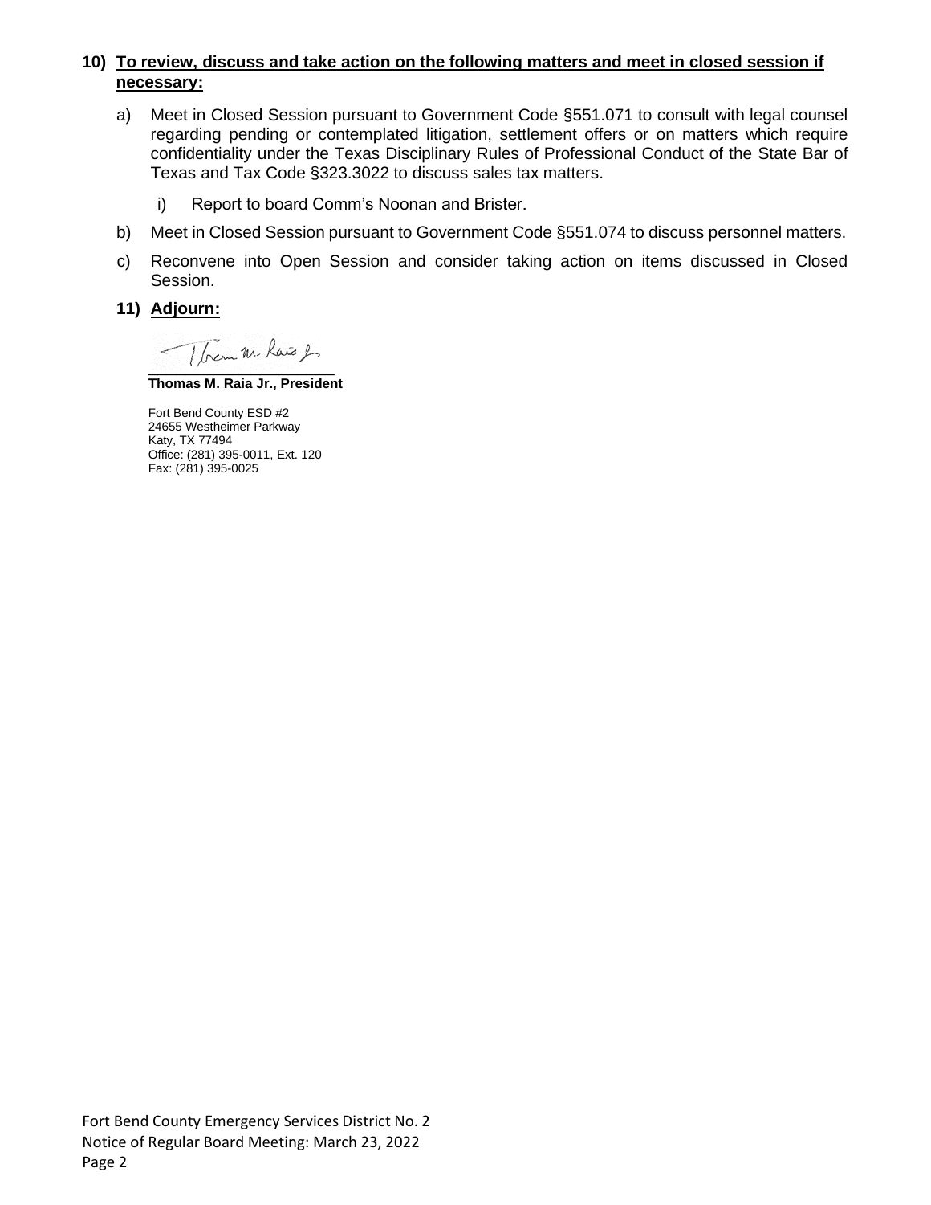**10) <u>To review, discuss and take action on the following matters and meet in closed session if necessary:</u>**

a) Meet in Closed Session pursuant to Government Code §551.071 to consult with legal counsel regarding pending or contemplated litigation, settlement offers or on matters which require confidentiality under the Texas Disciplinary Rules of Professional Conduct of the State Bar of Texas and Tax Code §323.3022 to discuss sales tax matters.

   i) Report to board Comm's Noonan and Brister.

b) Meet in Closed Session pursuant to Government Code §551.074 to discuss personnel matters.

c) Reconvene into Open Session and consider taking action on items discussed in Closed Session.

**11) <u>Adjourn:</u>**

**Thomas M. Raia Jr., President**

Fort Bend County ESD #2
24655 Westheimer Parkway
Katy, TX 77494
Office: (281) 395-0011, Ext. 120
Fax: (281) 395-0025